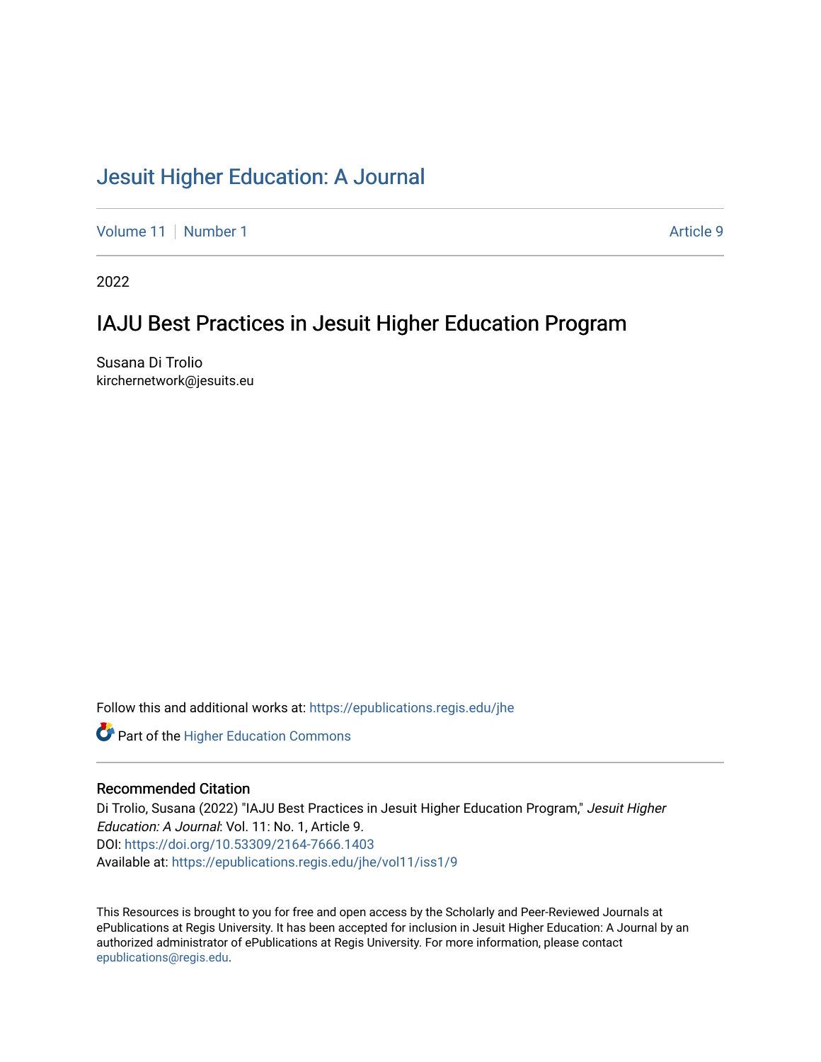# Jesuit Higher Education: A Journal

Volume 11 | Number 1 | Article 9

2022

## IAJU Best Practices in Jesuit Higher Education Program

Susana Di Trolio
kirchernetwork@jesuits.eu

Follow this and additional works at: https://epublications.regis.edu/jhe

Part of the Higher Education Commons

### Recommended Citation

Di Trolio, Susana (2022) "IAJU Best Practices in Jesuit Higher Education Program," *Jesuit Higher Education: A Journal*: Vol. 11: No. 1, Article 9.
DOI: https://doi.org/10.53309/2164-7666.1403
Available at: https://epublications.regis.edu/jhe/vol11/iss1/9

This Resources is brought to you for free and open access by the Scholarly and Peer-Reviewed Journals at ePublications at Regis University. It has been accepted for inclusion in Jesuit Higher Education: A Journal by an authorized administrator of ePublications at Regis University. For more information, please contact epublications@regis.edu.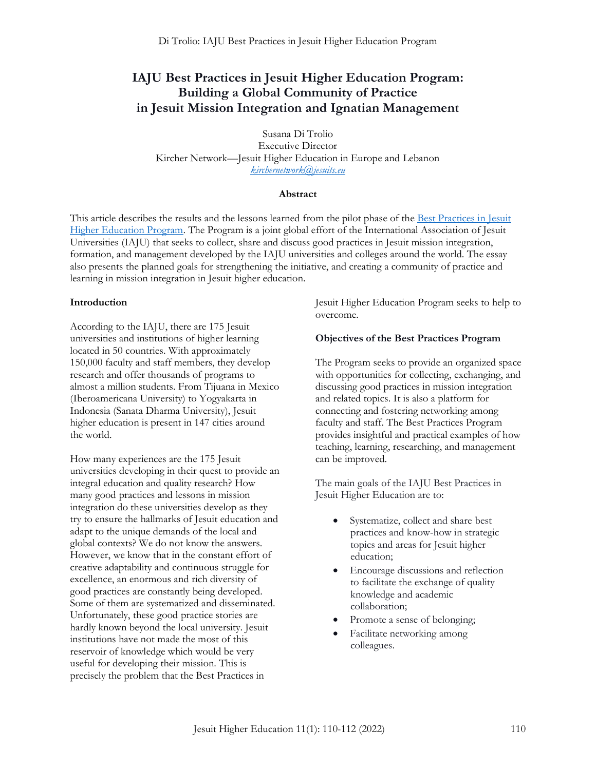# IAJU Best Practices in Jesuit Higher Education Program: Building a Global Community of Practice in Jesuit Mission Integration and Ignatian Management

Susana Di Trolio
Executive Director
Kircher Network—Jesuit Higher Education in Europe and Lebanon
kirchernetwork@jesuits.eu

**Abstract**

This article describes the results and the lessons learned from the pilot phase of the Best Practices in Jesuit Higher Education Program. The Program is a joint global effort of the International Association of Jesuit Universities (IAJU) that seeks to collect, share and discuss good practices in Jesuit mission integration, formation, and management developed by the IAJU universities and colleges around the world. The essay also presents the planned goals for strengthening the initiative, and creating a community of practice and learning in mission integration in Jesuit higher education.

**Introduction**

According to the IAJU, there are 175 Jesuit universities and institutions of higher learning located in 50 countries. With approximately 150,000 faculty and staff members, they develop research and offer thousands of programs to almost a million students. From Tijuana in Mexico (Iberoamericana University) to Yogyakarta in Indonesia (Sanata Dharma University), Jesuit higher education is present in 147 cities around the world.

How many experiences are the 175 Jesuit universities developing in their quest to provide an integral education and quality research? How many good practices and lessons in mission integration do these universities develop as they try to ensure the hallmarks of Jesuit education and adapt to the unique demands of the local and global contexts? We do not know the answers. However, we know that in the constant effort of creative adaptability and continuous struggle for excellence, an enormous and rich diversity of good practices are constantly being developed. Some of them are systematized and disseminated. Unfortunately, these good practice stories are hardly known beyond the local university. Jesuit institutions have not made the most of this reservoir of knowledge which would be very useful for developing their mission. This is precisely the problem that the Best Practices in Jesuit Higher Education Program seeks to help to overcome.

**Objectives of the Best Practices Program**

The Program seeks to provide an organized space with opportunities for collecting, exchanging, and discussing good practices in mission integration and related topics. It is also a platform for connecting and fostering networking among faculty and staff. The Best Practices Program provides insightful and practical examples of how teaching, learning, researching, and management can be improved.

The main goals of the IAJU Best Practices in Jesuit Higher Education are to:

- Systematize, collect and share best practices and know-how in strategic topics and areas for Jesuit higher education;
- Encourage discussions and reflection to facilitate the exchange of quality knowledge and academic collaboration;
- Promote a sense of belonging;
- Facilitate networking among colleagues.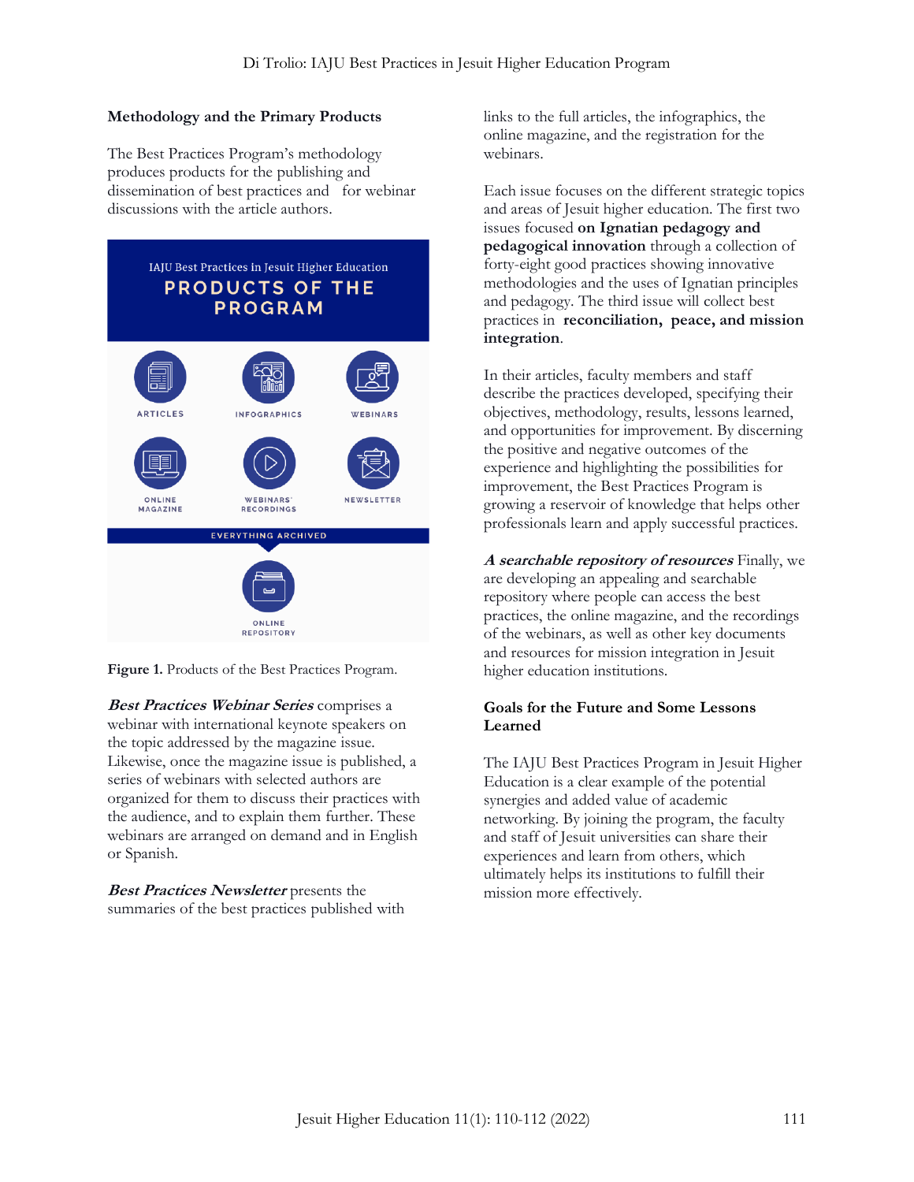### Methodology and the Primary Products

The Best Practices Program's methodology produces products for the publishing and dissemination of best practices and for webinar discussions with the article authors.

IAJU Best Practices in Jesuit Higher Education

PRODUCTS OF THE PROGRAM

ARTICLES

INFOGRAPHICS

WEBINARS

ONLINE MAGAZINE

WEBINARS' RECORDINGS

NEWSLETTER

EVERYTHING ARCHIVED

ONLINE REPOSITORY

**Figure 1.** Products of the Best Practices Program.

***Best Practices Webinar Series*** comprises a webinar with international keynote speakers on the topic addressed by the magazine issue. Likewise, once the magazine issue is published, a series of webinars with selected authors are organized for them to discuss their practices with the audience, and to explain them further. These webinars are arranged on demand and in English or Spanish.

***Best Practices Newsletter*** presents the summaries of the best practices published with links to the full articles, the infographics, the online magazine, and the registration for the webinars.

Each issue focuses on the different strategic topics and areas of Jesuit higher education. The first two issues focused **on Ignatian pedagogy and pedagogical innovation** through a collection of forty-eight good practices showing innovative methodologies and the uses of Ignatian principles and pedagogy. The third issue will collect best practices in **reconciliation, peace, and mission integration**.

In their articles, faculty members and staff describe the practices developed, specifying their objectives, methodology, results, lessons learned, and opportunities for improvement. By discerning the positive and negative outcomes of the experience and highlighting the possibilities for improvement, the Best Practices Program is growing a reservoir of knowledge that helps other professionals learn and apply successful practices.

***A searchable repository of resources*** Finally, we are developing an appealing and searchable repository where people can access the best practices, the online magazine, and the recordings of the webinars, as well as other key documents and resources for mission integration in Jesuit higher education institutions.

### Goals for the Future and Some Lessons Learned

The IAJU Best Practices Program in Jesuit Higher Education is a clear example of the potential synergies and added value of academic networking. By joining the program, the faculty and staff of Jesuit universities can share their experiences and learn from others, which ultimately helps its institutions to fulfill their mission more effectively.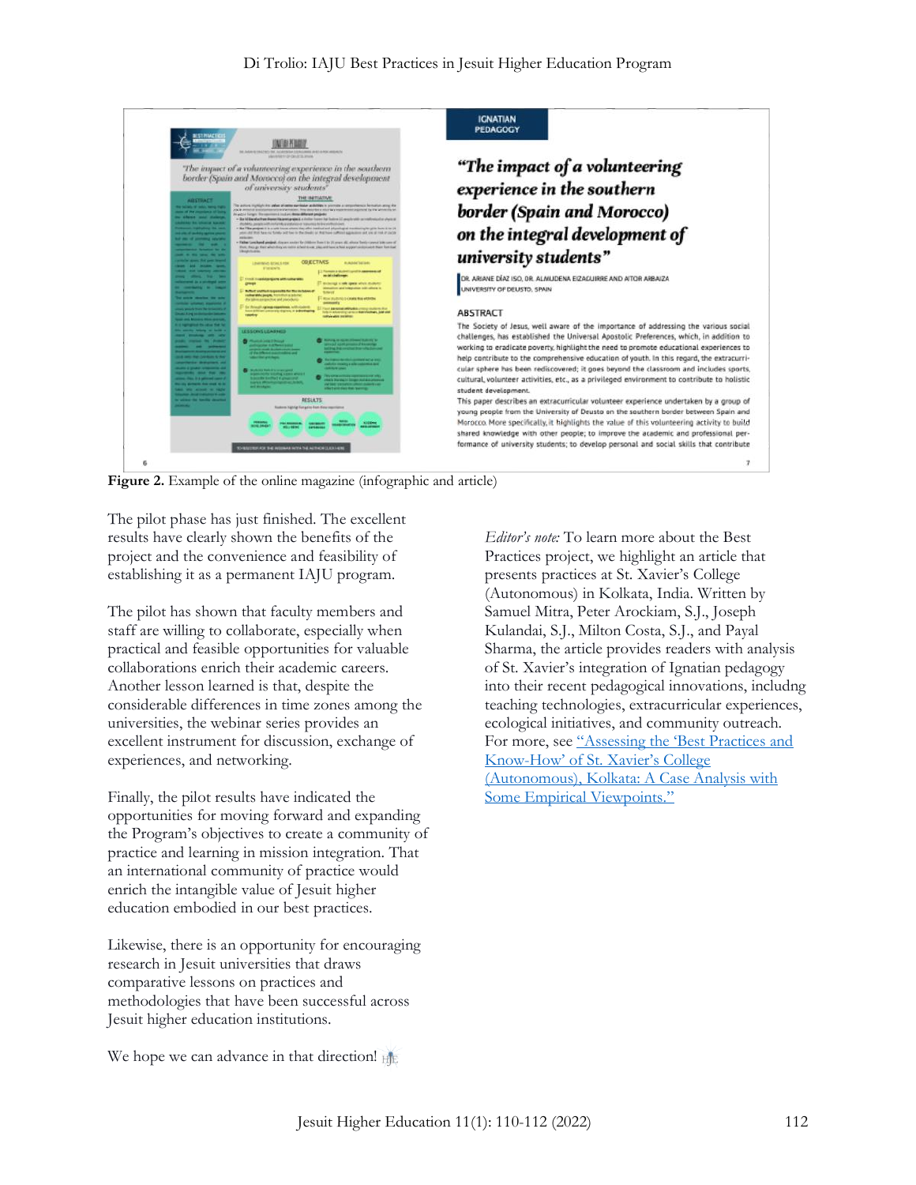Figure 2. Example of the online magazine (infographic and article)

The pilot phase has just finished. The excellent results have clearly shown the benefits of the project and the convenience and feasibility of establishing it as a permanent IAJU program.

The pilot has shown that faculty members and staff are willing to collaborate, especially when practical and feasible opportunities for valuable collaborations enrich their academic careers. Another lesson learned is that, despite the considerable differences in time zones among the universities, the webinar series provides an excellent instrument for discussion, exchange of experiences, and networking.

Finally, the pilot results have indicated the opportunities for moving forward and expanding the Program's objectives to create a community of practice and learning in mission integration. That an international community of practice would enrich the intangible value of Jesuit higher education embodied in our best practices.

Likewise, there is an opportunity for encouraging research in Jesuit universities that draws comparative lessons on practices and methodologies that have been successful across Jesuit higher education institutions.

We hope we can advance in that direction!

*Editor's note:* To learn more about the Best Practices project, we highlight an article that presents practices at St. Xavier's College (Autonomous) in Kolkata, India. Written by Samuel Mitra, Peter Arockiam, S.J., Joseph Kulandai, S.J., Milton Costa, S.J., and Payal Sharma, the article provides readers with analysis of St. Xavier's integration of Ignatian pedagogy into their recent pedagogical innovations, includng teaching technologies, extracurricular experiences, ecological initiatives, and community outreach. For more, see "Assessing the 'Best Practices and Know-How' of St. Xavier's College (Autonomous), Kolkata: A Case Analysis with Some Empirical Viewpoints."